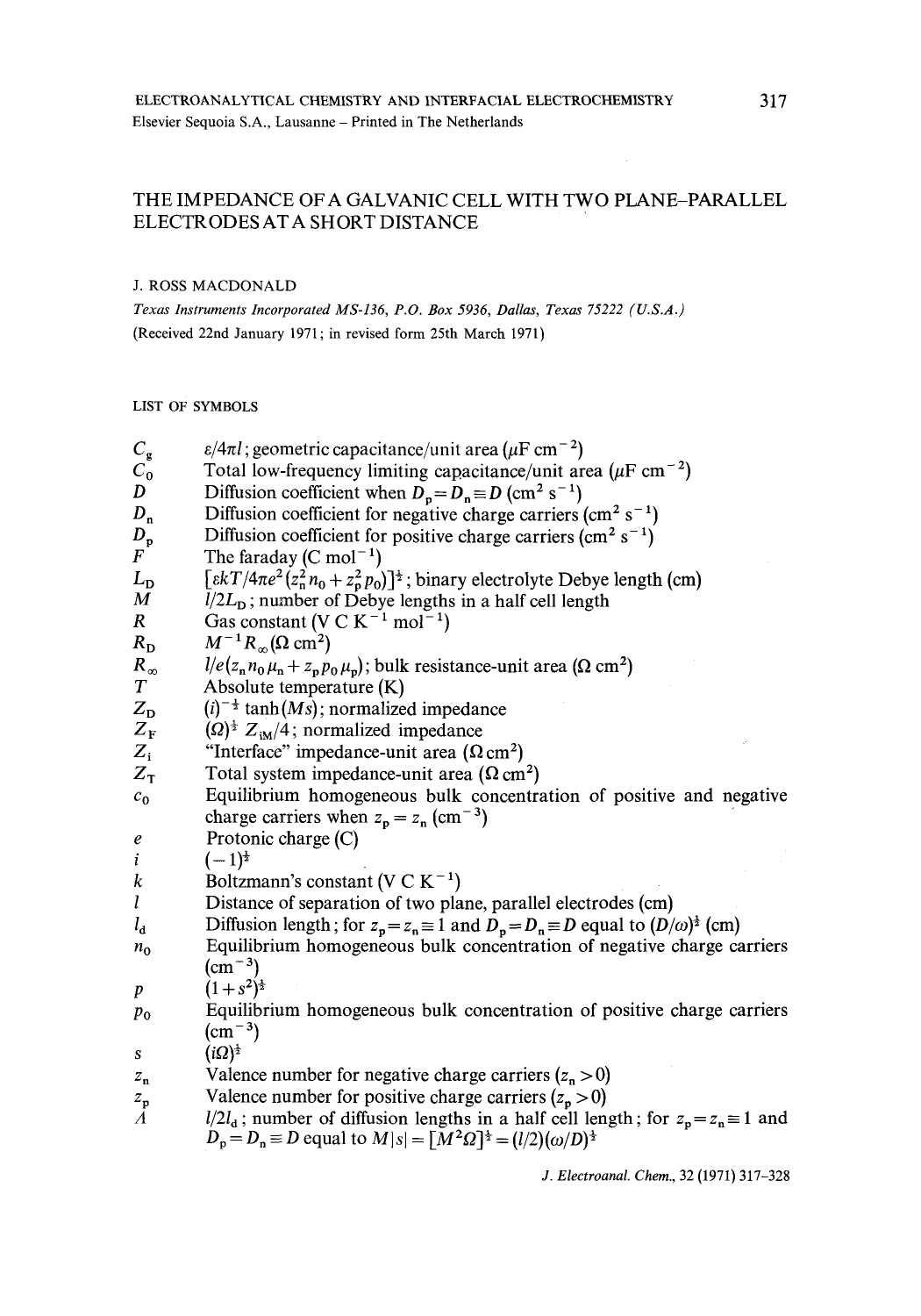# THE IMPEDANCE OF A GALVANIC CELL WITH TWO PLANE-PARALLEL ELECTRODES AT A SHORT DISTANCE

J. ROSS MACDONALD

*Texas Instruments Incorporated MS-136, P.O. Box 5936, Dallas, Texas 75222 (U.S.A.)*

(Received 22nd January 1971; in revised form 25th March 1971)

## LIST OF SYMBOLS

| | |
|---|---|
| $C_g$ | $\varepsilon/4\pi l$; geometric capacitance/unit area ($\mu$F cm$^{-2}$) |
| $C_0$ | Total low-frequency limiting capacitance/unit area ($\mu$F cm$^{-2}$) |
| $D$ | Diffusion coefficient when $D_p = D_n \equiv D$ (cm$^2$ s$^{-1}$) |
| $D_n$ | Diffusion coefficient for negative charge carriers (cm$^2$ s$^{-1}$) |
| $D_p$ | Diffusion coefficient for positive charge carriers (cm$^2$ s$^{-1}$) |
| $F$ | The faraday (C mol$^{-1}$) |
| $L_D$ | $[\varepsilon kT/4\pi e^2(z_n^2 n_0 + z_p^2 p_0)]^{\frac{1}{2}}$; binary electrolyte Debye length (cm) |
| $M$ | $l/2L_D$; number of Debye lengths in a half cell length |
| $R$ | Gas constant (V C K$^{-1}$ mol$^{-1}$) |
| $R_D$ | $M^{-1}R_\infty$ ($\Omega$ cm$^2$) |
| $R_\infty$ | $l/e(z_n n_0 \mu_n + z_p p_0 \mu_p)$; bulk resistance-unit area ($\Omega$ cm$^2$) |
| $T$ | Absolute temperature (K) |
| $Z_D$ | $(i)^{-\frac{1}{2}} \tanh(Ms)$; normalized impedance |
| $Z_F$ | $(\Omega)^{\frac{1}{2}} Z_{iM}/4$; normalized impedance |
| $Z_i$ | "Interface" impedance-unit area ($\Omega$ cm$^2$) |
| $Z_T$ | Total system impedance-unit area ($\Omega$ cm$^2$) |
| $c_0$ | Equilibrium homogeneous bulk concentration of positive and negative charge carriers when $z_p = z_n$ (cm$^{-3}$) |
| $e$ | Protonic charge (C) |
| $i$ | $(-1)^{\frac{1}{2}}$ |
| $k$ | Boltzmann's constant (V C K$^{-1}$) |
| $l$ | Distance of separation of two plane, parallel electrodes (cm) |
| $l_d$ | Diffusion length; for $z_p = z_n \equiv 1$ and $D_p = D_n \equiv D$ equal to $(D/\omega)^{\frac{1}{2}}$ (cm) |
| $n_0$ | Equilibrium homogeneous bulk concentration of negative charge carriers (cm$^{-3}$) |
| $p$ | $(1+s^2)^{\frac{1}{2}}$ |
| $p_0$ | Equilibrium homogeneous bulk concentration of positive charge carriers (cm$^{-3}$) |
| $s$ | $(i\Omega)^{\frac{1}{2}}$ |
| $z_n$ | Valence number for negative charge carriers ($z_n > 0$) |
| $z_p$ | Valence number for positive charge carriers ($z_p > 0$) |
| $\Lambda$ | $l/2l_d$; number of diffusion lengths in a half cell length; for $z_p = z_n \equiv 1$ and $D_p = D_n \equiv D$ equal to $M\|s\| = [M^2\Omega]^{\frac{1}{2}} = (l/2)(\omega/D)^{\frac{1}{2}}$ |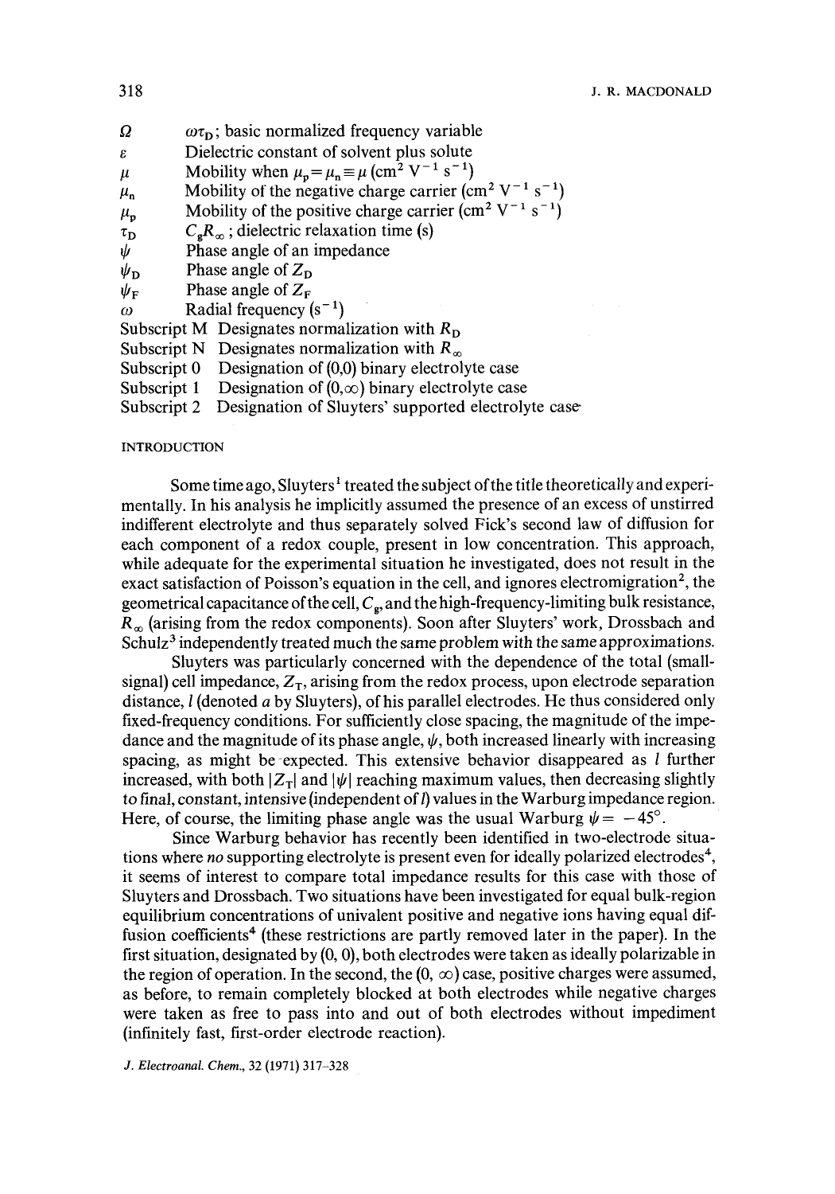| | |
|---|---|
| $\Omega$ | $\omega\tau_D$; basic normalized frequency variable |
| $\varepsilon$ | Dielectric constant of solvent plus solute |
| $\mu$ | Mobility when $\mu_p = \mu_n \equiv \mu$ (cm$^2$ V$^{-1}$ s$^{-1}$) |
| $\mu_n$ | Mobility of the negative charge carrier (cm$^2$ V$^{-1}$ s$^{-1}$) |
| $\mu_p$ | Mobility of the positive charge carrier (cm$^2$ V$^{-1}$ s$^{-1}$) |
| $\tau_D$ | $C_g R_\infty$; dielectric relaxation time (s) |
| $\psi$ | Phase angle of an impedance |
| $\psi_D$ | Phase angle of $Z_D$ |
| $\psi_F$ | Phase angle of $Z_F$ |
| $\omega$ | Radial frequency (s$^{-1}$) |
| Subscript M | Designates normalization with $R_D$ |
| Subscript N | Designates normalization with $R_\infty$ |
| Subscript 0 | Designation of (0,0) binary electrolyte case |
| Subscript 1 | Designation of (0,$\infty$) binary electrolyte case |
| Subscript 2 | Designation of Sluyters' supported electrolyte case |

## INTRODUCTION

Some time ago, Sluyters[1] treated the subject of the title theoretically and experimentally. In his analysis he implicitly assumed the presence of an excess of unstirred indifferent electrolyte and thus separately solved Fick's second law of diffusion for each component of a redox couple, present in low concentration. This approach, while adequate for the experimental situation he investigated, does not result in the exact satisfaction of Poisson's equation in the cell, and ignores electromigration[2], the geometrical capacitance of the cell, $C_g$, and the high-frequency-limiting bulk resistance, $R_\infty$ (arising from the redox components). Soon after Sluyters' work, Drossbach and Schulz[3] independently treated much the same problem with the same approximations.

Sluyters was particularly concerned with the dependence of the total (small-signal) cell impedance, $Z_T$, arising from the redox process, upon electrode separation distance, $l$ (denoted $a$ by Sluyters), of his parallel electrodes. He thus considered only fixed-frequency conditions. For sufficiently close spacing, the magnitude of the impedance and the magnitude of its phase angle, $\psi$, both increased linearly with increasing spacing, as might be expected. This extensive behavior disappeared as $l$ further increased, with both $|Z_T|$ and $|\psi|$ reaching maximum values, then decreasing slightly to final, constant, intensive (independent of $l$) values in the Warburg impedance region. Here, of course, the limiting phase angle was the usual Warburg $\psi = -45°$.

Since Warburg behavior has recently been identified in two-electrode situations where *no* supporting electrolyte is present even for ideally polarized electrodes[4], it seems of interest to compare total impedance results for this case with those of Sluyters and Drossbach. Two situations have been investigated for equal bulk-region equilibrium concentrations of univalent positive and negative ions having equal diffusion coefficients[4] (these restrictions are partly removed later in the paper). In the first situation, designated by (0, 0), both electrodes were taken as ideally polarizable in the region of operation. In the second, the (0, $\infty$) case, positive charges were assumed, as before, to remain completely blocked at both electrodes while negative charges were taken as free to pass into and out of both electrodes without impediment (infinitely fast, first-order electrode reaction).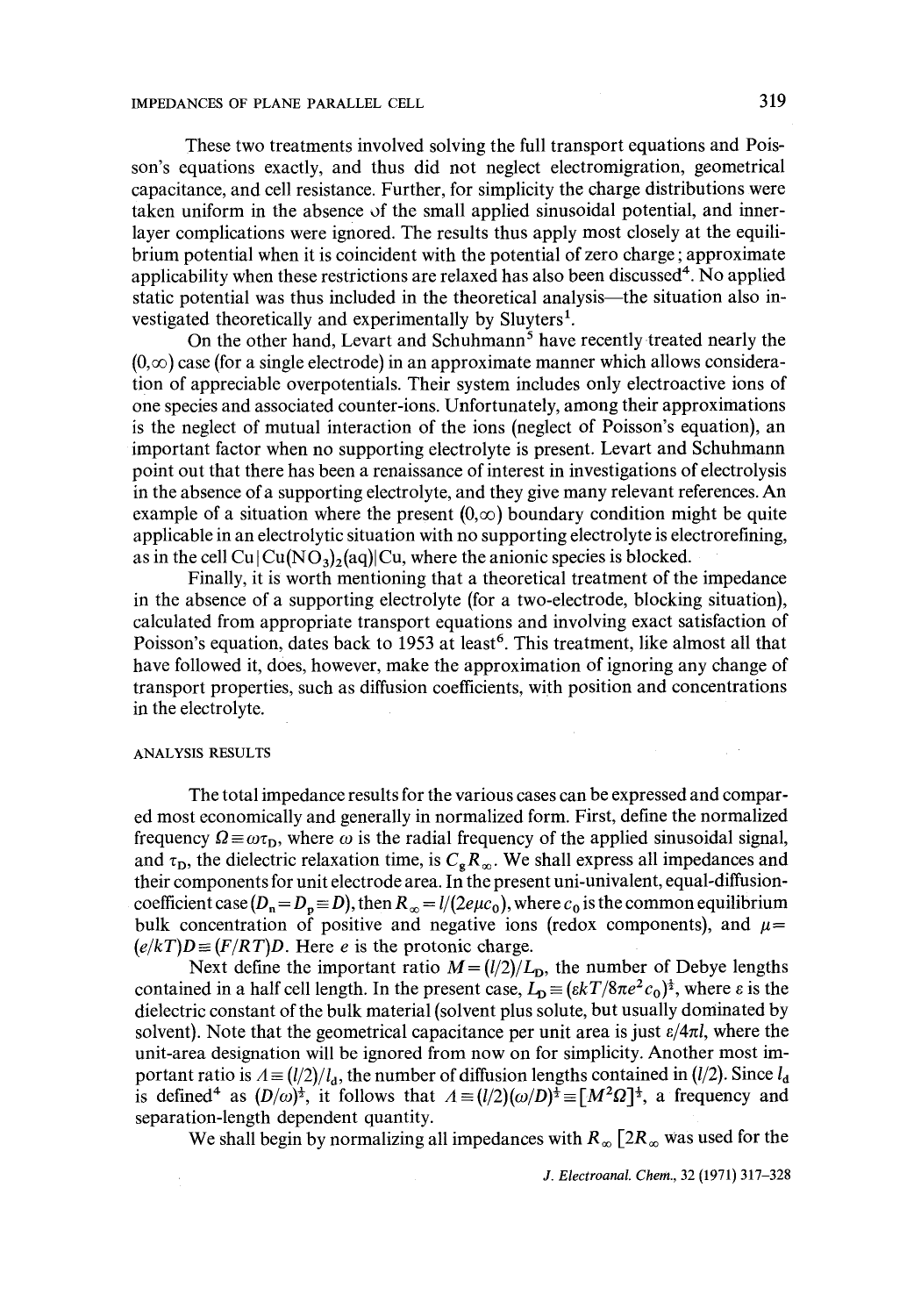These two treatments involved solving the full transport equations and Poisson's equations exactly, and thus did not neglect electromigration, geometrical capacitance, and cell resistance. Further, for simplicity the charge distributions were taken uniform in the absence of the small applied sinusoidal potential, and inner-layer complications were ignored. The results thus apply most closely at the equilibrium potential when it is coincident with the potential of zero charge; approximate applicability when these restrictions are relaxed has also been discussed[4]. No applied static potential was thus included in the theoretical analysis—the situation also investigated theoretically and experimentally by Sluyters[1].

On the other hand, Levart and Schuhmann[5] have recently treated nearly the $(0,\infty)$ case (for a single electrode) in an approximate manner which allows consideration of appreciable overpotentials. Their system includes only electroactive ions of one species and associated counter-ions. Unfortunately, among their approximations is the neglect of mutual interaction of the ions (neglect of Poisson's equation), an important factor when no supporting electrolyte is present. Levart and Schuhmann point out that there has been a renaissance of interest in investigations of electrolysis in the absence of a supporting electrolyte, and they give many relevant references. An example of a situation where the present $(0,\infty)$ boundary condition might be quite applicable in an electrolytic situation with no supporting electrolyte is electrorefining, as in the cell $Cu|Cu(NO_3)_2(aq)|Cu$, where the anionic species is blocked.

Finally, it is worth mentioning that a theoretical treatment of the impedance in the absence of a supporting electrolyte (for a two-electrode, blocking situation), calculated from appropriate transport equations and involving exact satisfaction of Poisson's equation, dates back to 1953 at least[6]. This treatment, like almost all that have followed it, does, however, make the approximation of ignoring any change of transport properties, such as diffusion coefficients, with position and concentrations in the electrolyte.

## ANALYSIS RESULTS

The total impedance results for the various cases can be expressed and compared most economically and generally in normalized form. First, define the normalized frequency $\Omega \equiv \omega\tau_D$, where $\omega$ is the radial frequency of the applied sinusoidal signal, and $\tau_D$, the dielectric relaxation time, is $C_g R_\infty$. We shall express all impedances and their components for unit electrode area. In the present uni-univalent, equal-diffusion-coefficient case $(D_n = D_p \equiv D)$, then $R_\infty = l/(2e\mu c_0)$, where $c_0$ is the common equilibrium bulk concentration of positive and negative ions (redox components), and $\mu = (e/kT)D \equiv (F/RT)D$. Here $e$ is the protonic charge.

Next define the important ratio $M = (l/2)/L_D$, the number of Debye lengths contained in a half cell length. In the present case, $L_D \equiv (\varepsilon kT/8\pi e^2 c_0)^{\frac{1}{2}}$, where $\varepsilon$ is the dielectric constant of the bulk material (solvent plus solute, but usually dominated by solvent). Note that the geometrical capacitance per unit area is just $\varepsilon/4\pi l$, where the unit-area designation will be ignored from now on for simplicity. Another most important ratio is $\Lambda \equiv (l/2)/l_d$, the number of diffusion lengths contained in $(l/2)$. Since $l_d$ is defined[4] as $(D/\omega)^{\frac{1}{2}}$, it follows that $\Lambda \equiv (l/2)(\omega/D)^{\frac{1}{2}} \equiv [M^2\Omega]^{\frac{1}{2}}$, a frequency and separation-length dependent quantity.

We shall begin by normalizing all impedances with $R_\infty$ [$2R_\infty$ was used for the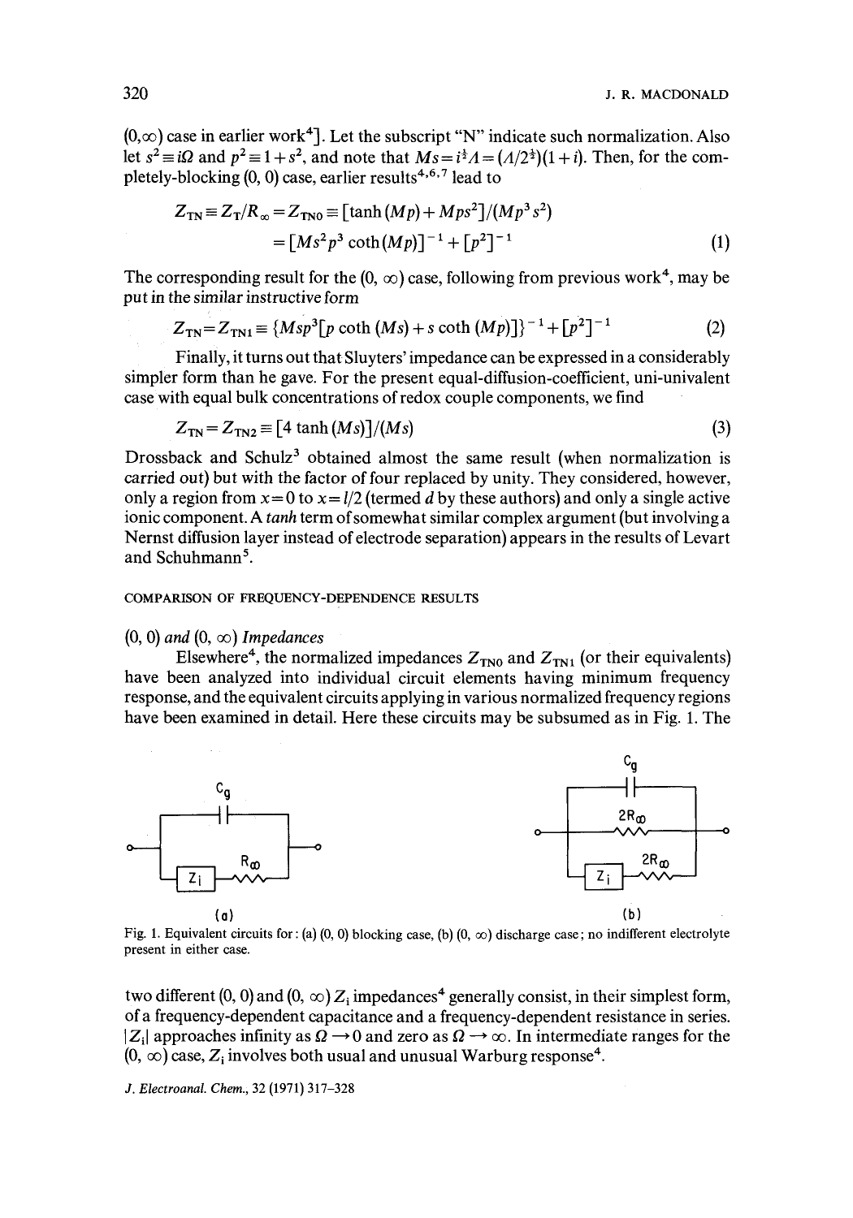(0,∞) case in earlier work[4]. Let the subscript "N" indicate such normalization. Also let $s^2 \equiv i\Omega$ and $p^2 \equiv 1 + s^2$, and note that $Ms = i^{\frac{1}{2}}\Lambda = (\Lambda/2^{\frac{1}{2}})(1+i)$. Then, for the completely-blocking (0, 0) case, earlier results[4,6,7] lead to

$$Z_{TN} \equiv Z_T/R_\infty = Z_{TN0} \equiv [\tanh(Mp) + Mps^2]/(Mp^3 s^2)$$
$$= [Ms^2 p^3 \coth(Mp)]^{-1} + [p^2]^{-1} \tag{1}$$

The corresponding result for the (0, ∞) case, following from previous work[4], may be put in the similar instructive form

$$Z_{TN} = Z_{TN1} \equiv \{Msp^3[p \coth(Ms) + s \coth(Mp)]\}^{-1} + [p^2]^{-1} \tag{2}$$

Finally, it turns out that Sluyters' impedance can be expressed in a considerably simpler form than he gave. For the present equal-diffusion-coefficient, uni-univalent case with equal bulk concentrations of redox couple components, we find

$$Z_{TN} = Z_{TN2} \equiv [4 \tanh(Ms)]/(Ms) \tag{3}$$

Drossback and Schulz[3] obtained almost the same result (when normalization is carried out) but with the factor of four replaced by unity. They considered, however, only a region from $x=0$ to $x=l/2$ (termed $d$ by these authors) and only a single active ionic component. A *tanh* term of somewhat similar complex argument (but involving a Nernst diffusion layer instead of electrode separation) appears in the results of Levart and Schuhmann[5].

## COMPARISON OF FREQUENCY-DEPENDENCE RESULTS

### (0, 0) *and* (0, ∞) *Impedances*

Elsewhere[4], the normalized impedances $Z_{TN0}$ and $Z_{TN1}$ (or their equivalents) have been analyzed into individual circuit elements having minimum frequency response, and the equivalent circuits applying in various normalized frequency regions have been examined in detail. Here these circuits may be subsumed as in Fig. 1. The

Fig. 1. Equivalent circuits for: (a) (0, 0) blocking case, (b) (0, ∞) discharge case; no indifferent electrolyte present in either case.

two different (0, 0) and (0, ∞) $Z_i$ impedances[4] generally consist, in their simplest form, of a frequency-dependent capacitance and a frequency-dependent resistance in series. $|Z_i|$ approaches infinity as $\Omega \to 0$ and zero as $\Omega \to \infty$. In intermediate ranges for the (0, ∞) case, $Z_i$ involves both usual and unusual Warburg response[4].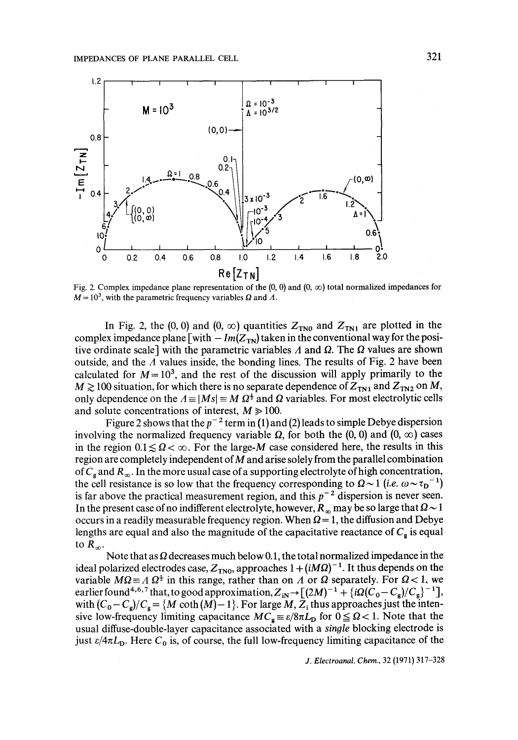Fig. 2. Complex impedance plane representation of the (0, 0) and (0, ∞) total normalized impedances for $M = 10^3$, with the parametric frequency variables $\Omega$ and $\Lambda$.

In Fig. 2, the (0, 0) and (0, ∞) quantities $Z_{TN0}$ and $Z_{TN1}$ are plotted in the complex impedance plane [with $-Im(Z_{TN})$ taken in the conventional way for the positive ordinate scale] with the parametric variables $\Lambda$ and $\Omega$. The $\Omega$ values are shown outside, and the $\Lambda$ values inside, the bonding lines. The results of Fig. 2 have been calculated for $M = 10^3$, and the rest of the discussion will apply primarily to the $M \gtrsim 100$ situation, for which there is no separate dependence of $Z_{TN1}$ and $Z_{TN2}$ on $M$, only dependence on the $\Lambda \equiv |Ms| \equiv M\,\Omega^{\frac{1}{2}}$ and $\Omega$ variables. For most electrolytic cells and solute concentrations of interest, $M \gg 100$.

Figure 2 shows that the $p^{-2}$ term in (1) and (2) leads to simple Debye dispersion involving the normalized frequency variable $\Omega$, for both the (0, 0) and (0, ∞) cases in the region $0.1 \lesssim \Omega < \infty$. For the large-$M$ case considered here, the results in this region are completely independent of $M$ and arise solely from the parallel combination of $C_g$ and $R_\infty$. In the more usual case of a supporting electrolyte of high concentration, the cell resistance is so low that the frequency corresponding to $\Omega \sim 1$ (*i.e.* $\omega \sim \tau_D^{-1}$) is far above the practical measurement region, and this $p^{-2}$ dispersion is never seen. In the present case of no indifferent electrolyte, however, $R_\infty$ may be so large that $\Omega \sim 1$ occurs in a readily measurable frequency region. When $\Omega = 1$, the diffusion and Debye lengths are equal and also the magnitude of the capacitative reactance of $C_g$ is equal to $R_\infty$.

Note that as $\Omega$ decreases much below 0.1, the total normalized impedance in the ideal polarized electrodes case, $Z_{TN0}$, approaches $1 + (iM\Omega)^{-1}$. It thus depends on the variable $M\Omega \equiv \Lambda\,\Omega^{\frac{1}{2}}$ in this range, rather than on $\Lambda$ or $\Omega$ separately. For $\Omega < 1$, we earlier found[4,6,7] that, to good approximation, $Z_{iN} \to [(2M)^{-1} + \{i\Omega(C_0 - C_g)/C_g\}^{-1}]$, with $(C_0 - C_g)/C_g = \{M \coth(M) - 1\}$. For large $M$, $Z_i$ thus approaches just the intensive low-frequency limiting capacitance $MC_g \equiv \varepsilon/8\pi L_D$ for $0 \leq \Omega < 1$. Note that the usual diffuse-double-layer capacitance associated with a *single* blocking electrode is just $\varepsilon/4\pi L_D$. Here $C_0$ is, of course, the full low-frequency limiting capacitance of the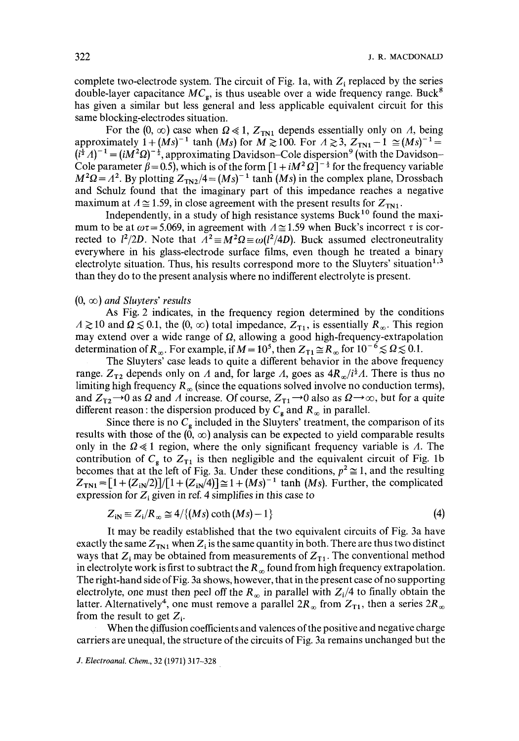complete two-electrode system. The circuit of Fig. 1a, with $Z_i$ replaced by the series double-layer capacitance $MC_g$, is thus useable over a wide frequency range. Buck[8] has given a similar but less general and less applicable equivalent circuit for this same blocking-electrodes situation.

For the $(0, \infty)$ case when $\Omega \ll 1$, $Z_{TN1}$ depends essentially only on $\Lambda$, being approximately $1+(Ms)^{-1} \tanh(Ms)$ for $M \gtrsim 100$. For $\Lambda \gtrsim 3$, $Z_{TN1}-1 \cong (Ms)^{-1} = (i^{\frac{1}{2}}\Lambda)^{-1} = (iM^2\Omega)^{-\frac{1}{2}}$, approximating Davidson–Cole dispersion[9] (with the Davidson–Cole parameter $\beta = 0.5$), which is of the form $[1+iM^2\Omega]^{-\frac{1}{2}}$ for the frequency variable $M^2\Omega = \Lambda^2$. By plotting $Z_{TN2}/4 = (Ms)^{-1}\tanh(Ms)$ in the complex plane, Drossbach and Schulz found that the imaginary part of this impedance reaches a negative maximum at $\Lambda \cong 1.59$, in close agreement with the present results for $Z_{TN1}$.

Independently, in a study of high resistance systems Buck[10] found the maximum to be at $\omega\tau = 5.069$, in agreement with $\Lambda \cong 1.59$ when Buck's incorrect $\tau$ is corrected to $l^2/2D$. Note that $\Lambda^2 \equiv M^2\Omega \equiv \omega(l^2/4D)$. Buck assumed electroneutrality everywhere in his glass-electrode surface films, even though he treated a binary electrolyte situation. Thus, his results correspond more to the Sluyters' situation[1,3] than they do to the present analysis where no indifferent electrolyte is present.

### *$(0, \infty)$ and Sluyters' results*

As Fig. 2 indicates, in the frequency region determined by the conditions $\Lambda \gtrsim 10$ and $\Omega \lesssim 0.1$, the $(0, \infty)$ total impedance, $Z_{T1}$, is essentially $R_\infty$. This region may extend over a wide range of $\Omega$, allowing a good high-frequency-extrapolation determination of $R_\infty$. For example, if $M = 10^5$, then $Z_{T1} \cong R_\infty$ for $10^{-6} \lesssim \Omega \lesssim 0.1$.

The Sluyters' case leads to quite a different behavior in the above frequency range. $Z_{T2}$ depends only on $\Lambda$ and, for large $\Lambda$, goes as $4R_\infty/i^{\frac{1}{2}}\Lambda$. There is thus no limiting high frequency $R_\infty$ (since the equations solved involve no conduction terms), and $Z_{T2} \rightarrow 0$ as $\Omega$ and $\Lambda$ increase. Of course, $Z_{T1} \rightarrow 0$ also as $\Omega \rightarrow \infty$, but for a quite different reason: the dispersion produced by $C_g$ and $R_\infty$ in parallel.

Since there is no $C_g$ included in the Sluyters' treatment, the comparison of its results with those of the $(0, \infty)$ analysis can be expected to yield comparable results only in the $\Omega \ll 1$ region, where the only significant frequency variable is $\Lambda$. The contribution of $C_g$ to $Z_{T1}$ is then negligible and the equivalent circuit of Fig. 1b becomes that at the left of Fig. 3a. Under these conditions, $p^2 \cong 1$, and the resulting $Z_{TN1} = [1+(Z_{iN}/2)]/[1+(Z_{iN}/4)] \cong 1+(Ms)^{-1}\tanh(Ms)$. Further, the complicated expression for $Z_i$ given in ref. 4 simplifies in this case to

$$Z_{iN} \equiv Z_i/R_\infty \cong 4/\{(Ms)\coth(Ms)-1\} \tag{4}$$

It may be readily established that the two equivalent circuits of Fig. 3a have exactly the same $Z_{TN1}$ when $Z_i$ is the same quantity in both. There are thus two distinct ways that $Z_i$ may be obtained from measurements of $Z_{T1}$. The conventional method in electrolyte work is first to subtract the $R_\infty$ found from high frequency extrapolation. The right-hand side of Fig. 3a shows, however, that in the present case of no supporting electrolyte, one must then peel off the $R_\infty$ in parallel with $Z_i/4$ to finally obtain the latter. Alternatively[4], one must remove a parallel $2R_\infty$ from $Z_{T1}$, then a series $2R_\infty$ from the result to get $Z_i$.

When the diffusion coefficients and valences of the positive and negative charge carriers are unequal, the structure of the circuits of Fig. 3a remains unchanged but the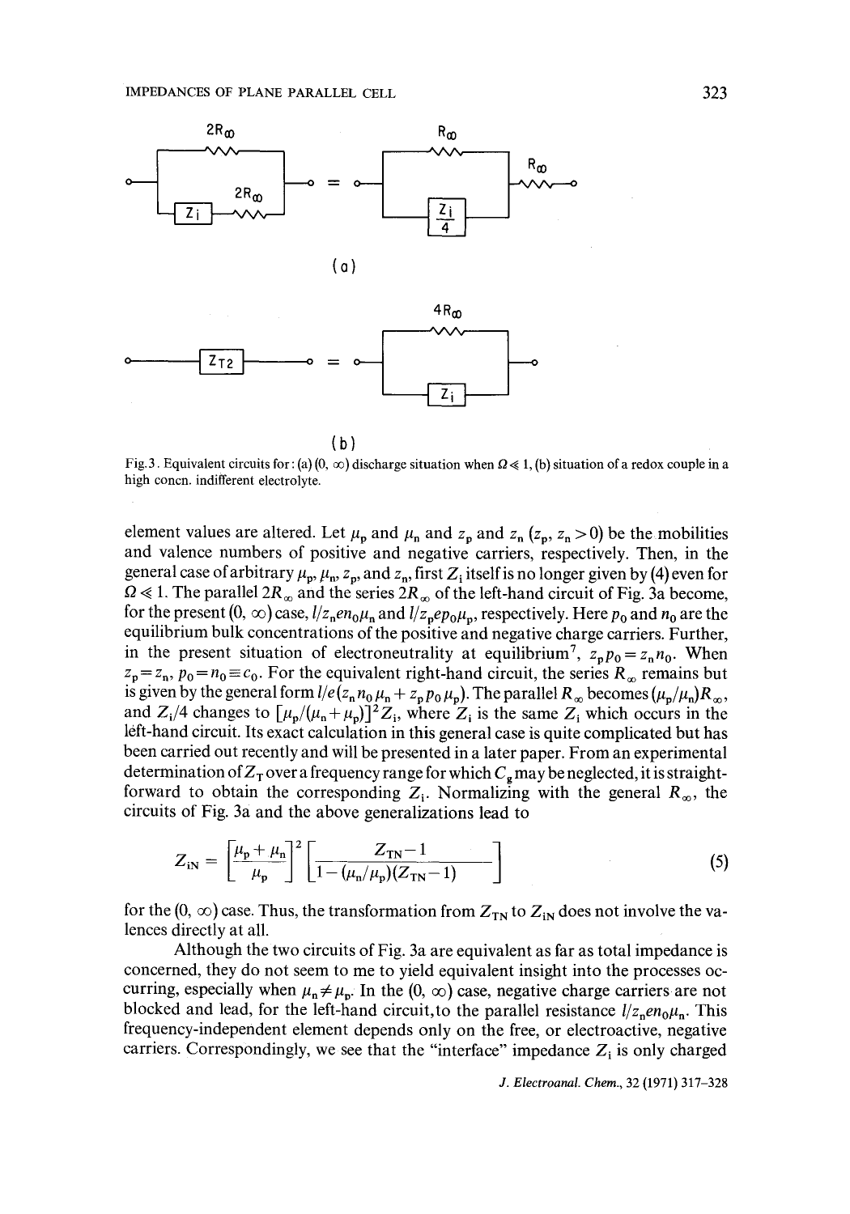Fig. 3. Equivalent circuits for: (a) (0, ∞) discharge situation when $\Omega \ll 1$, (b) situation of a redox couple in a high concn. indifferent electrolyte.

element values are altered. Let $\mu_p$ and $\mu_n$ and $z_p$ and $z_n$ ($z_p$, $z_n > 0$) be the mobilities and valence numbers of positive and negative carriers, respectively. Then, in the general case of arbitrary $\mu_p$, $\mu_n$, $z_p$, and $z_n$, first $Z_i$ itself is no longer given by (4) even for $\Omega \ll 1$. The parallel $2R_\infty$ and the series $2R_\infty$ of the left-hand circuit of Fig. 3a become, for the present (0, ∞) case, $l/z_n e n_0 \mu_n$ and $l/z_p e p_0 \mu_p$, respectively. Here $p_0$ and $n_0$ are the equilibrium bulk concentrations of the positive and negative charge carriers. Further, in the present situation of electroneutrality at equilibrium[7], $z_p p_0 = z_n n_0$. When $z_p = z_n$, $p_0 = n_0 \equiv c_0$. For the equivalent right-hand circuit, the series $R_\infty$ remains but is given by the general form $l/e(z_n n_0 \mu_n + z_p p_0 \mu_p)$. The parallel $R_\infty$ becomes $(\mu_p/\mu_n)R_\infty$, and $Z_i/4$ changes to $[\mu_p/(\mu_n + \mu_p)]^2 Z_i$, where $Z_i$ is the same $Z_i$ which occurs in the left-hand circuit. Its exact calculation in this general case is quite complicated but has been carried out recently and will be presented in a later paper. From an experimental determination of $Z_T$ over a frequency range for which $C_g$ may be neglected, it is straightforward to obtain the corresponding $Z_i$. Normalizing with the general $R_\infty$, the circuits of Fig. 3a and the above generalizations lead to

$$Z_{iN} = \left[\frac{\mu_p + \mu_n}{\mu_p}\right]^2 \left[\frac{Z_{TN} - 1}{1 - (\mu_n/\mu_p)(Z_{TN} - 1)}\right] \tag{5}$$

for the (0, ∞) case. Thus, the transformation from $Z_{TN}$ to $Z_{iN}$ does not involve the valences directly at all.

Although the two circuits of Fig. 3a are equivalent as far as total impedance is concerned, they do not seem to me to yield equivalent insight into the processes occurring, especially when $\mu_n \neq \mu_p$. In the (0, ∞) case, negative charge carriers are not blocked and lead, for the left-hand circuit, to the parallel resistance $l/z_n e n_0 \mu_n$. This frequency-independent element depends only on the free, or electroactive, negative carriers. Correspondingly, we see that the "interface" impedance $Z_i$ is only charged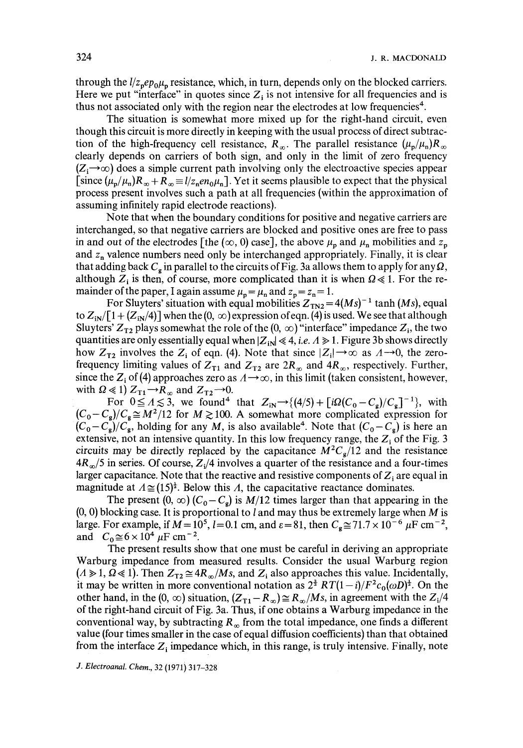through the $l/z_p e p_0 \mu_p$ resistance, which, in turn, depends only on the blocked carriers. Here we put "interface" in quotes since $Z_i$ is not intensive for all frequencies and is thus not associated only with the region near the electrodes at low frequencies[4].

The situation is somewhat more mixed up for the right-hand circuit, even though this circuit is more directly in keeping with the usual process of direct subtraction of the high-frequency cell resistance, $R_\infty$. The parallel resistance $(\mu_p/\mu_n)R_\infty$ clearly depends on carriers of both sign, and only in the limit of zero frequency $(Z_i \to \infty)$ does a simple current path involving only the electroactive species appear [since $(\mu_p/\mu_n)R_\infty + R_\infty \equiv l/z_n e n_0 \mu_n$]. Yet it seems plausible to expect that the physical process present involves such a path at all frequencies (within the approximation of assuming infinitely rapid electrode reactions).

Note that when the boundary conditions for positive and negative carriers are interchanged, so that negative carriers are blocked and positive ones are free to pass in and out of the electrodes [the $(\infty, 0)$ case], the above $\mu_p$ and $\mu_n$ mobilities and $z_p$ and $z_n$ valence numbers need only be interchanged appropriately. Finally, it is clear that adding back $C_g$ in parallel to the circuits of Fig. 3a allows them to apply for any $\Omega$, although $Z_i$ is then, of course, more complicated than it is when $\Omega \ll 1$. For the remainder of the paper, I again assume $\mu_p = \mu_n$ and $z_p = z_n = 1$.

For Sluyters' situation with equal mobilities $Z_{TN2} = 4(Ms)^{-1} \tanh(Ms)$, equal to $Z_{iN}/[1 + (Z_{iN}/4)]$ when the $(0, \infty)$ expression of eqn. (4) is used. We see that although Sluyters' $Z_{T2}$ plays somewhat the role of the $(0, \infty)$ "interface" impedance $Z_i$, the two quantities are only essentially equal when $|Z_{iN}| \ll 4$, *i.e.* $\Lambda \gg 1$. Figure 3b shows directly how $Z_{T2}$ involves the $Z_i$ of eqn. (4). Note that since $|Z_i| \to \infty$ as $\Lambda \to 0$, the zero-frequency limiting values of $Z_{T1}$ and $Z_{T2}$ are $2R_\infty$ and $4R_\infty$, respectively. Further, since the $Z_i$ of (4) approaches zero as $\Lambda \to \infty$, in this limit (taken consistent, however, with $\Omega \ll 1$) $Z_{T1} \to R_\infty$ and $Z_{T2} \to 0$.

For $0 \leq \Lambda \lesssim 3$, we found[4] that $Z_{iN} \to \{(4/5) + [i\Omega(C_0 - C_g)/C_g]^{-1}\}$, with $(C_0 - C_g)/C_g \cong M^2/12$ for $M \gtrsim 100$. A somewhat more complicated expression for $(C_0 - C_g)/C_g$, holding for any $M$, is also available[4]. Note that $(C_0 - C_g)$ is here an extensive, not an intensive quantity. In this low frequency range, the $Z_i$ of the Fig. 3 circuits may be directly replaced by the capacitance $M^2 C_g/12$ and the resistance $4R_\infty/5$ in series. Of course, $Z_i/4$ involves a quarter of the resistance and a four-times larger capacitance. Note that the reactive and resistive components of $Z_i$ are equal in magnitude at $\Lambda \cong (15)^{\frac{1}{2}}$. Below this $\Lambda$, the capacitative reactance dominates.

The present $(0, \infty)$ $(C_0 - C_g)$ is $M/12$ times larger than that appearing in the $(0, 0)$ blocking case. It is proportional to $l$ and may thus be extremely large when $M$ is large. For example, if $M = 10^5$, $l = 0.1$ cm, and $\varepsilon = 81$, then $C_g \cong 71.7 \times 10^{-6}$ $\mu$F cm$^{-2}$, and $C_0 \cong 6 \times 10^4$ $\mu$F cm$^{-2}$.

The present results show that one must be careful in deriving an appropriate Warburg impedance from measured results. Consider the usual Warburg region $(\Lambda \gg 1, \Omega \ll 1)$. Then $Z_{T2} \cong 4R_\infty/Ms$, and $Z_i$ also approaches this value. Incidentally, it may be written in more conventional notation as $2^{\frac{3}{2}} RT(1-i)/F^2 c_0 (\omega D)^{\frac{1}{2}}$. On the other hand, in the $(0, \infty)$ situation, $(Z_{T1} - R_\infty) \cong R_\infty/Ms$, in agreement with the $Z_i/4$ of the right-hand circuit of Fig. 3a. Thus, if one obtains a Warburg impedance in the conventional way, by subtracting $R_\infty$ from the total impedance, one finds a different value (four times smaller in the case of equal diffusion coefficients) than that obtained from the interface $Z_i$ impedance which, in this range, is truly intensive. Finally, note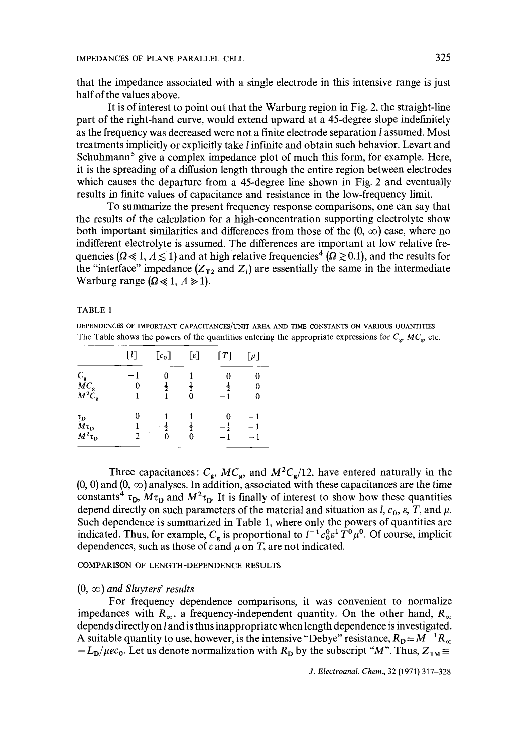that the impedance associated with a single electrode in this intensive range is just half of the values above.

It is of interest to point out that the Warburg region in Fig. 2, the straight-line part of the right-hand curve, would extend upward at a 45-degree slope indefinitely as the frequency was decreased were not a finite electrode separation $l$ assumed. Most treatments implicitly or explicitly take $l$ infinite and obtain such behavior. Levart and Schuhmann[5] give a complex impedance plot of much this form, for example. Here, it is the spreading of a diffusion length through the entire region between electrodes which causes the departure from a 45-degree line shown in Fig. 2 and eventually results in finite values of capacitance and resistance in the low-frequency limit.

To summarize the present frequency response comparisons, one can say that the results of the calculation for a high-concentration supporting electrolyte show both important similarities and differences from those of the $(0, \infty)$ case, where no indifferent electrolyte is assumed. The differences are important at low relative frequencies ($\Omega \ll 1$, $\Lambda \lesssim 1$) and at high relative frequencies[4] ($\Omega \gtrsim 0.1$), and the results for the "interface" impedance ($Z_{T2}$ and $Z_i$) are essentially the same in the intermediate Warburg range ($\Omega \ll 1$, $\Lambda \gg 1$).

TABLE 1

DEPENDENCES OF IMPORTANT CAPACITANCES/UNIT AREA AND TIME CONSTANTS ON VARIOUS QUANTITIES

The Table shows the powers of the quantities entering the appropriate expressions for $C_g$, $MC_g$, etc.

| | $[l]$ | $[c_0]$ | $[\varepsilon]$ | $[T]$ | $[\mu]$ |
|---|---|---|---|---|---|
| $C_g$ | $-1$ | $0$ | $1$ | $0$ | $0$ |
| $MC_g$ | $0$ | $\frac{1}{2}$ | $\frac{1}{2}$ | $-\frac{1}{2}$ | $0$ |
| $M^2C_g$ | $1$ | $1$ | $0$ | $-1$ | $0$ |
| $\tau_D$ | $0$ | $-1$ | $1$ | $0$ | $-1$ |
| $M\tau_D$ | $1$ | $-\frac{1}{2}$ | $\frac{1}{2}$ | $-\frac{1}{2}$ | $-1$ |
| $M^2\tau_D$ | $2$ | $0$ | $0$ | $-1$ | $-1$ |

Three capacitances: $C_g$, $MC_g$, and $M^2C_g/12$, have entered naturally in the $(0, 0)$ and $(0, \infty)$ analyses. In addition, associated with these capacitances are the time constants[4] $\tau_D$, $M\tau_D$ and $M^2\tau_D$. It is finally of interest to show how these quantities depend directly on such parameters of the material and situation as $l$, $c_0$, $\varepsilon$, $T$, and $\mu$. Such dependence is summarized in Table 1, where only the powers of quantities are indicated. Thus, for example, $C_g$ is proportional to $l^{-1}c_0^0\varepsilon^1T^0\mu^0$. Of course, implicit dependences, such as those of $\varepsilon$ and $\mu$ on $T$, are not indicated.

## COMPARISON OF LENGTH-DEPENDENCE RESULTS

### $(0, \infty)$ *and Sluyters' results*

For frequency dependence comparisons, it was convenient to normalize impedances with $R_\infty$, a frequency-independent quantity. On the other hand, $R_\infty$ depends directly on $l$ and is thus inappropriate when length dependence is investigated. A suitable quantity to use, however, is the intensive "Debye" resistance, $R_D \equiv M^{-1}R_\infty = L_D/\mu e c_0$. Let us denote normalization with $R_D$ by the subscript "$M$". Thus, $Z_{TM} \equiv$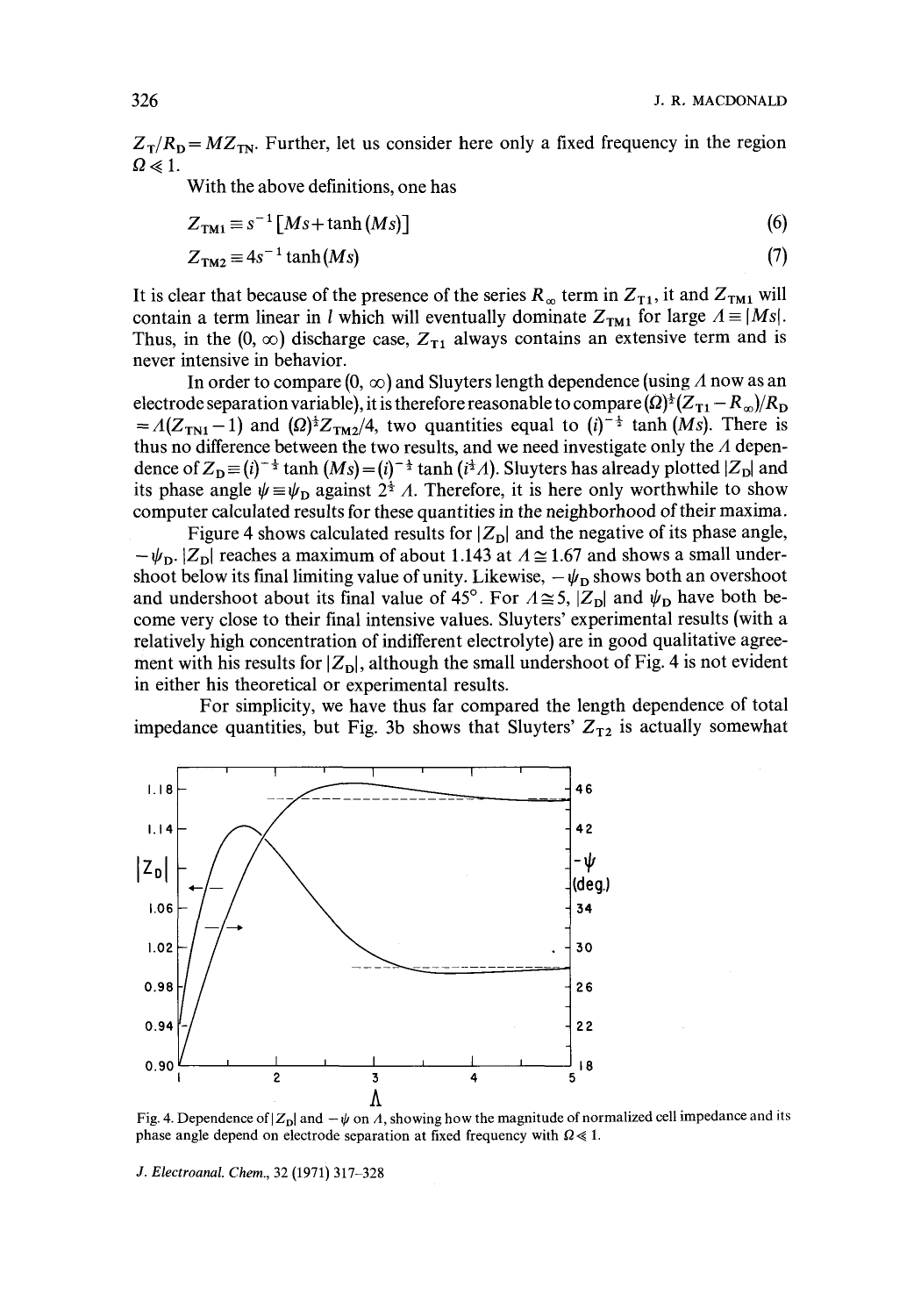$Z_T/R_D = MZ_{TN}$. Further, let us consider here only a fixed frequency in the region $\Omega \ll 1$.

With the above definitions, one has

$$Z_{TM1} \equiv s^{-1}[Ms + \tanh(Ms)] \tag{6}$$

$$Z_{TM2} \equiv 4s^{-1} \tanh(Ms) \tag{7}$$

It is clear that because of the presence of the series $R_\infty$ term in $Z_{T1}$, it and $Z_{TM1}$ will contain a term linear in $l$ which will eventually dominate $Z_{TM1}$ for large $\Lambda \equiv |Ms|$. Thus, in the $(0, \infty)$ discharge case, $Z_{T1}$ always contains an extensive term and is never intensive in behavior.

In order to compare $(0, \infty)$ and Sluyters length dependence (using $\Lambda$ now as an electrode separation variable), it is therefore reasonable to compare $(\Omega)^{\frac{1}{2}}(Z_{T1} - R_\infty)/R_D = \Lambda(Z_{TN1} - 1)$ and $(\Omega)^{\frac{1}{2}} Z_{TM2}/4$, two quantities equal to $(i)^{-\frac{1}{2}} \tanh(Ms)$. There is thus no difference between the two results, and we need investigate only the $\Lambda$ dependence of $Z_D \equiv (i)^{-\frac{1}{2}} \tanh(Ms) = (i)^{-\frac{1}{2}} \tanh(i^{\frac{1}{2}}\Lambda)$. Sluyters has already plotted $|Z_D|$ and its phase angle $\psi \equiv \psi_D$ against $2^{\frac{1}{2}} \Lambda$. Therefore, it is here only worthwhile to show computer calculated results for these quantities in the neighborhood of their maxima.

Figure 4 shows calculated results for $|Z_D|$ and the negative of its phase angle, $-\psi_D$. $|Z_D|$ reaches a maximum of about 1.143 at $\Lambda \cong 1.67$ and shows a small undershoot below its final limiting value of unity. Likewise, $-\psi_D$ shows both an overshoot and undershoot about its final value of 45°. For $\Lambda \cong 5$, $|Z_D|$ and $\psi_D$ have both become very close to their final intensive values. Sluyters' experimental results (with a relatively high concentration of indifferent electrolyte) are in good qualitative agreement with his results for $|Z_D|$, although the small undershoot of Fig. 4 is not evident in either his theoretical or experimental results.

For simplicity, we have thus far compared the length dependence of total impedance quantities, but Fig. 3b shows that Sluyters' $Z_{T2}$ is actually somewhat

Fig. 4. Dependence of $|Z_D|$ and $-\psi$ on $\Lambda$, showing how the magnitude of normalized cell impedance and its phase angle depend on electrode separation at fixed frequency with $\Omega \ll 1$.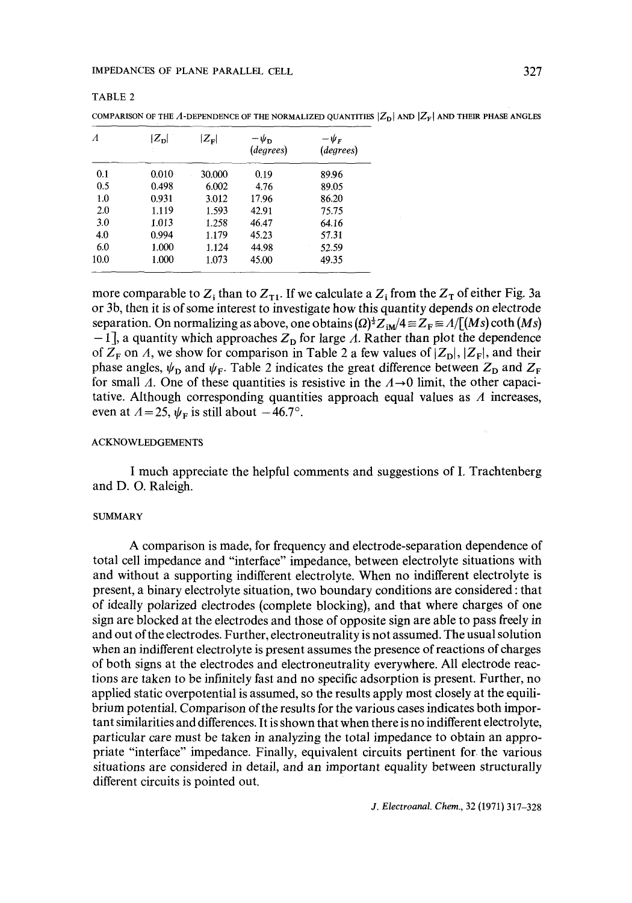TABLE 2

COMPARISON OF THE $\Lambda$-DEPENDENCE OF THE NORMALIZED QUANTITIES $|Z_D|$ AND $|Z_F|$ AND THEIR PHASE ANGLES

| $\Lambda$ | $\lvert Z_D \rvert$ | $\lvert Z_F \rvert$ | $-\psi_D$ *(degrees)* | $-\psi_F$ *(degrees)* |
|---|---|---|---|---|
| 0.1 | 0.010 | 30.000 | 0.19 | 89.96 |
| 0.5 | 0.498 | 6.002 | 4.76 | 89.05 |
| 1.0 | 0.931 | 3.012 | 17.96 | 86.20 |
| 2.0 | 1.119 | 1.593 | 42.91 | 75.75 |
| 3.0 | 1.013 | 1.258 | 46.47 | 64.16 |
| 4.0 | 0.994 | 1.179 | 45.23 | 57.31 |
| 6.0 | 1.000 | 1.124 | 44.98 | 52.59 |
| 10.0 | 1.000 | 1.073 | 45.00 | 49.35 |

more comparable to $Z_i$ than to $Z_{T1}$. If we calculate a $Z_i$ from the $Z_T$ of either Fig. 3a or 3b, then it is of some interest to investigate how this quantity depends on electrode separation. On normalizing as above, one obtains $(\Omega)^{\frac{1}{2}} Z_{iM}/4 \equiv Z_F \equiv \Lambda/[(Ms) \coth (Ms) - 1]$, a quantity which approaches $Z_D$ for large $\Lambda$. Rather than plot the dependence of $Z_F$ on $\Lambda$, we show for comparison in Table 2 a few values of $|Z_D|$, $|Z_F|$, and their phase angles, $\psi_D$ and $\psi_F$. Table 2 indicates the great difference between $Z_D$ and $Z_F$ for small $\Lambda$. One of these quantities is resistive in the $\Lambda \to 0$ limit, the other capacitative. Although corresponding quantities approach equal values as $\Lambda$ increases, even at $\Lambda = 25$, $\psi_F$ is still about $-46.7°$.

## ACKNOWLEDGEMENTS

I much appreciate the helpful comments and suggestions of I. Trachtenberg and D. O. Raleigh.

## SUMMARY

A comparison is made, for frequency and electrode-separation dependence of total cell impedance and "interface" impedance, between electrolyte situations with and without a supporting indifferent electrolyte. When no indifferent electrolyte is present, a binary electrolyte situation, two boundary conditions are considered: that of ideally polarized electrodes (complete blocking), and that where charges of one sign are blocked at the electrodes and those of opposite sign are able to pass freely in and out of the electrodes. Further, electroneutrality is not assumed. The usual solution when an indifferent electrolyte is present assumes the presence of reactions of charges of both signs at the electrodes and electroneutrality everywhere. All electrode reactions are taken to be infinitely fast and no specific adsorption is present. Further, no applied static overpotential is assumed, so the results apply most closely at the equilibrium potential. Comparison of the results for the various cases indicates both important similarities and differences. It is shown that when there is no indifferent electrolyte, particular care must be taken in analyzing the total impedance to obtain an appropriate "interface" impedance. Finally, equivalent circuits pertinent for the various situations are considered in detail, and an important equality between structurally different circuits is pointed out.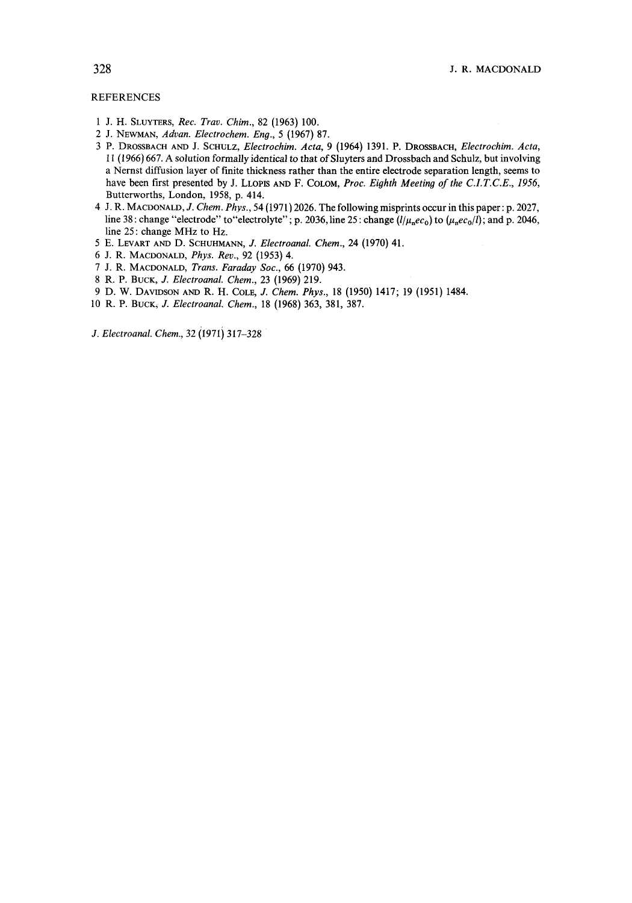## REFERENCES

1 J. H. Sluyters, *Rec. Trav. Chim.*, 82 (1963) 100.
2 J. Newman, *Advan. Electrochem. Eng.*, 5 (1967) 87.
3 P. Drossbach and J. Schulz, *Electrochim. Acta*, 9 (1964) 1391. P. Drossbach, *Electrochim. Acta*, 11 (1966) 667. A solution formally identical to that of Sluyters and Drossbach and Schulz, but involving a Nernst diffusion layer of finite thickness rather than the entire electrode separation length, seems to have been first presented by J. Llopis and F. Colom, *Proc. Eighth Meeting of the C.I.T.C.E., 1956*, Butterworths, London, 1958, p. 414.
4 J. R. Macdonald, *J. Chem. Phys.*, 54 (1971) 2026. The following misprints occur in this paper: p. 2027, line 38: change "electrode" to "electrolyte"; p. 2036, line 25: change $(l/\mu_n ec_0)$ to $(\mu_n ec_0/l)$; and p. 2046, line 25: change MHz to Hz.
5 E. Levart and D. Schuhmann, *J. Electroanal. Chem.*, 24 (1970) 41.
6 J. R. Macdonald, *Phys. Rev.*, 92 (1953) 4.
7 J. R. Macdonald, *Trans. Faraday Soc.*, 66 (1970) 943.
8 R. P. Buck, *J. Electroanal. Chem.*, 23 (1969) 219.
9 D. W. Davidson and R. H. Cole, *J. Chem. Phys.*, 18 (1950) 1417; 19 (1951) 1484.
10 R. P. Buck, *J. Electroanal. Chem.*, 18 (1968) 363, 381, 387.